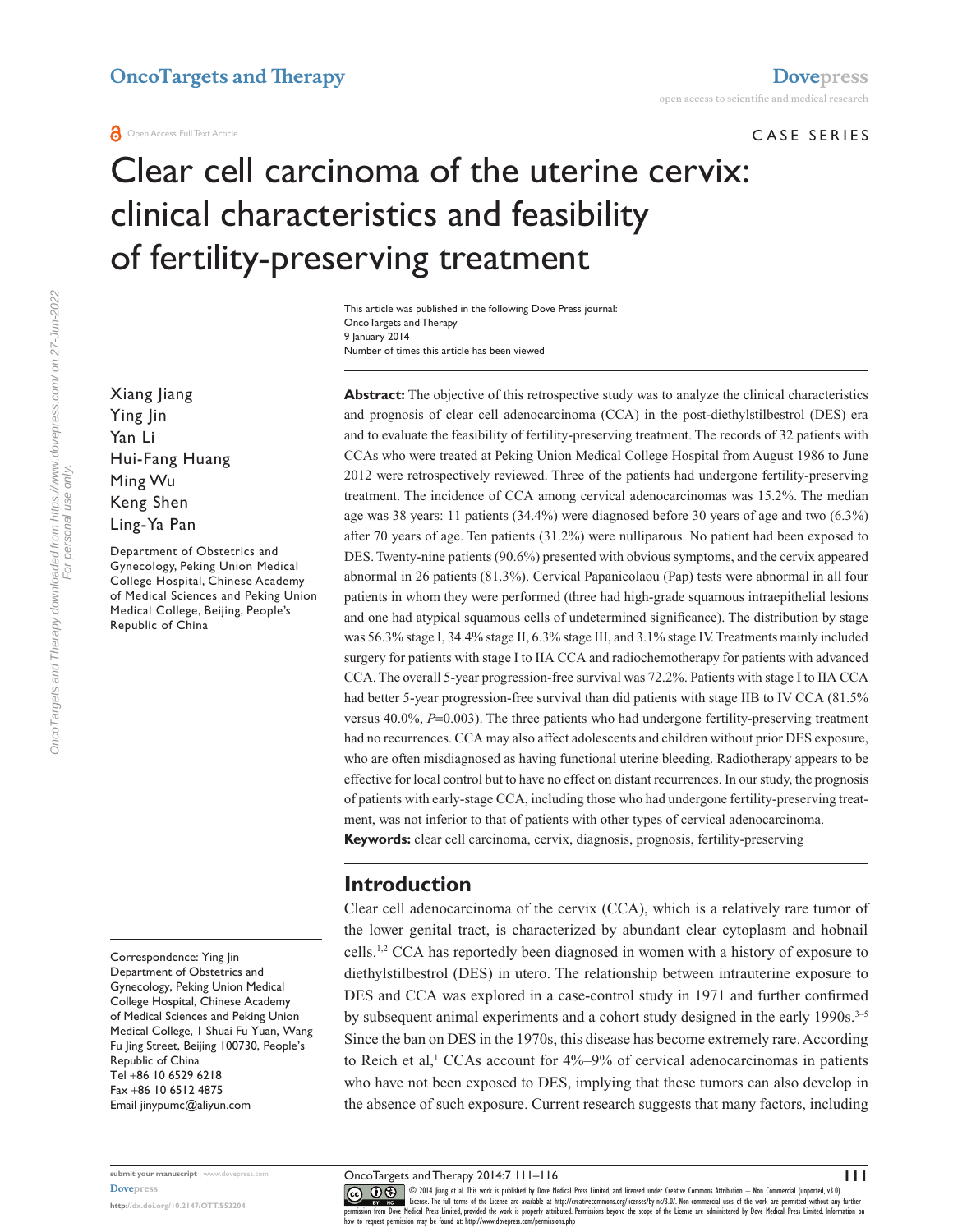CASE SERIES

# Clear cell carcinoma of the uterine cervix: clinical characteristics and feasibility of fertility-preserving treatment

This article was published in the following Dove Press journal:
OncoTargets and Therapy
9 January 2014
Number of times this article has been viewed

Xiang Jiang
Ying Jin
Yan Li
Hui-Fang Huang
Ming Wu
Keng Shen
Ling-Ya Pan

Department of Obstetrics and Gynecology, Peking Union Medical College Hospital, Chinese Academy of Medical Sciences and Peking Union Medical College, Beijing, People's Republic of China

Correspondence: Ying Jin
Department of Obstetrics and Gynecology, Peking Union Medical College Hospital, Chinese Academy of Medical Sciences and Peking Union Medical College, 1 Shuai Fu Yuan, Wang Fu Jing Street, Beijing 100730, People's Republic of China
Tel +86 10 6529 6218
Fax +86 10 6512 4875
Email jinypumc@aliyun.com

**Abstract:** The objective of this retrospective study was to analyze the clinical characteristics and prognosis of clear cell adenocarcinoma (CCA) in the post-diethylstilbestrol (DES) era and to evaluate the feasibility of fertility-preserving treatment. The records of 32 patients with CCAs who were treated at Peking Union Medical College Hospital from August 1986 to June 2012 were retrospectively reviewed. Three of the patients had undergone fertility-preserving treatment. The incidence of CCA among cervical adenocarcinomas was 15.2%. The median age was 38 years: 11 patients (34.4%) were diagnosed before 30 years of age and two (6.3%) after 70 years of age. Ten patients (31.2%) were nulliparous. No patient had been exposed to DES. Twenty-nine patients (90.6%) presented with obvious symptoms, and the cervix appeared abnormal in 26 patients (81.3%). Cervical Papanicolaou (Pap) tests were abnormal in all four patients in whom they were performed (three had high-grade squamous intraepithelial lesions and one had atypical squamous cells of undetermined significance). The distribution by stage was 56.3% stage I, 34.4% stage II, 6.3% stage III, and 3.1% stage IV. Treatments mainly included surgery for patients with stage I to IIA CCA and radiochemotherapy for patients with advanced CCA. The overall 5-year progression-free survival was 72.2%. Patients with stage I to IIA CCA had better 5-year progression-free survival than did patients with stage IIB to IV CCA (81.5% versus 40.0%, *P*=0.003). The three patients who had undergone fertility-preserving treatment had no recurrences. CCA may also affect adolescents and children without prior DES exposure, who are often misdiagnosed as having functional uterine bleeding. Radiotherapy appears to be effective for local control but to have no effect on distant recurrences. In our study, the prognosis of patients with early-stage CCA, including those who had undergone fertility-preserving treatment, was not inferior to that of patients with other types of cervical adenocarcinoma.

**Keywords:** clear cell carcinoma, cervix, diagnosis, prognosis, fertility-preserving

## Introduction

Clear cell adenocarcinoma of the cervix (CCA), which is a relatively rare tumor of the lower genital tract, is characterized by abundant clear cytoplasm and hobnail cells.[1,2] CCA has reportedly been diagnosed in women with a history of exposure to diethylstilbestrol (DES) in utero. The relationship between intrauterine exposure to DES and CCA was explored in a case-control study in 1971 and further confirmed by subsequent animal experiments and a cohort study designed in the early 1990s.[3–5] Since the ban on DES in the 1970s, this disease has become extremely rare. According to Reich et al,[1] CCAs account for 4%–9% of cervical adenocarcinomas in patients who have not been exposed to DES, implying that these tumors can also develop in the absence of such exposure. Current research suggests that many factors, including

© 2014 Jiang et al. This work is published by Dove Medical Press Limited, and licensed under Creative Commons Attribution – Non Commercial (unported, v3.0) License. The full terms of the License are available at http://creativecommons.org/licenses/by-nc/3.0/. Non-commercial uses of the work are permitted without any further permission from Dove Medical Press Limited, provided the work is properly attributed. Permissions beyond the scope of the License are administered by Dove Medical Press Limited. Information on how to request permission may be found at: http://www.dovepress.com/permissions.php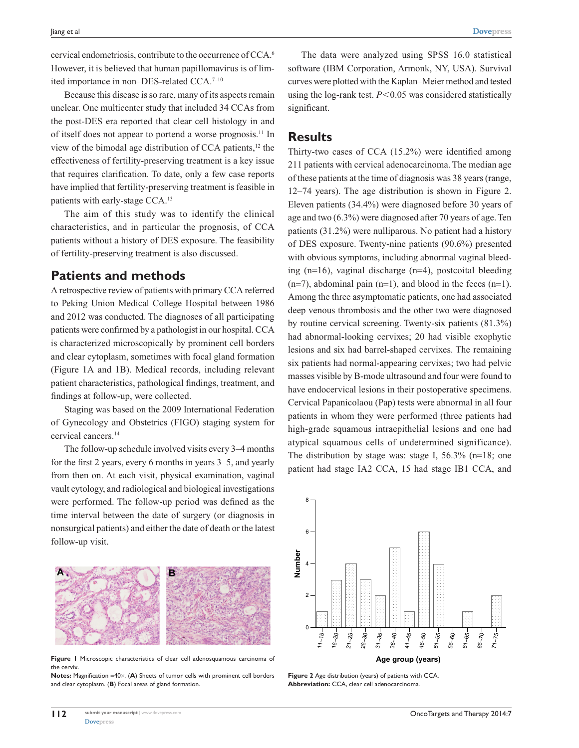cervical endometriosis, contribute to the occurrence of CCA.[6] However, it is believed that human papillomavirus is of limited importance in non–DES-related CCA.[7–10]

Because this disease is so rare, many of its aspects remain unclear. One multicenter study that included 34 CCAs from the post-DES era reported that clear cell histology in and of itself does not appear to portend a worse prognosis.[11] In view of the bimodal age distribution of CCA patients,[12] the effectiveness of fertility-preserving treatment is a key issue that requires clarification. To date, only a few case reports have implied that fertility-preserving treatment is feasible in patients with early-stage CCA.[13]

The aim of this study was to identify the clinical characteristics, and in particular the prognosis, of CCA patients without a history of DES exposure. The feasibility of fertility-preserving treatment is also discussed.

## Patients and methods

A retrospective review of patients with primary CCA referred to Peking Union Medical College Hospital between 1986 and 2012 was conducted. The diagnoses of all participating patients were confirmed by a pathologist in our hospital. CCA is characterized microscopically by prominent cell borders and clear cytoplasm, sometimes with focal gland formation (Figure 1A and 1B). Medical records, including relevant patient characteristics, pathological findings, treatment, and findings at follow-up, were collected.

Staging was based on the 2009 International Federation of Gynecology and Obstetrics (FIGO) staging system for cervical cancers.[14]

The follow-up schedule involved visits every 3–4 months for the first 2 years, every 6 months in years 3–5, and yearly from then on. At each visit, physical examination, vaginal vault cytology, and radiological and biological investigations were performed. The follow-up period was defined as the time interval between the date of surgery (or diagnosis in nonsurgical patients) and either the date of death or the latest follow-up visit.

**Figure 1** Microscopic characteristics of clear cell adenosquamous carcinoma of the cervix.
**Notes:** Magnification =40×. (**A**) Sheets of tumor cells with prominent cell borders and clear cytoplasm. (**B**) Focal areas of gland formation.

The data were analyzed using SPSS 16.0 statistical software (IBM Corporation, Armonk, NY, USA). Survival curves were plotted with the Kaplan–Meier method and tested using the log-rank test. $P<0.05$ was considered statistically significant.

## Results

Thirty-two cases of CCA (15.2%) were identified among 211 patients with cervical adenocarcinoma. The median age of these patients at the time of diagnosis was 38 years (range, 12–74 years). The age distribution is shown in Figure 2. Eleven patients (34.4%) were diagnosed before 30 years of age and two (6.3%) were diagnosed after 70 years of age. Ten patients (31.2%) were nulliparous. No patient had a history of DES exposure. Twenty-nine patients (90.6%) presented with obvious symptoms, including abnormal vaginal bleeding (n=16), vaginal discharge (n=4), postcoital bleeding (n=7), abdominal pain (n=1), and blood in the feces (n=1). Among the three asymptomatic patients, one had associated deep venous thrombosis and the other two were diagnosed by routine cervical screening. Twenty-six patients (81.3%) had abnormal-looking cervixes; 20 had visible exophytic lesions and six had barrel-shaped cervixes. The remaining six patients had normal-appearing cervixes; two had pelvic masses visible by B-mode ultrasound and four were found to have endocervical lesions in their postoperative specimens. Cervical Papanicolaou (Pap) tests were abnormal in all four patients in whom they were performed (three patients had high-grade squamous intraepithelial lesions and one had atypical squamous cells of undetermined significance). The distribution by stage was: stage I, 56.3% (n=18; one patient had stage IA2 CCA, 15 had stage IB1 CCA, and

**Figure 2** Age distribution (years) of patients with CCA.
**Abbreviation:** CCA, clear cell adenocarcinoma.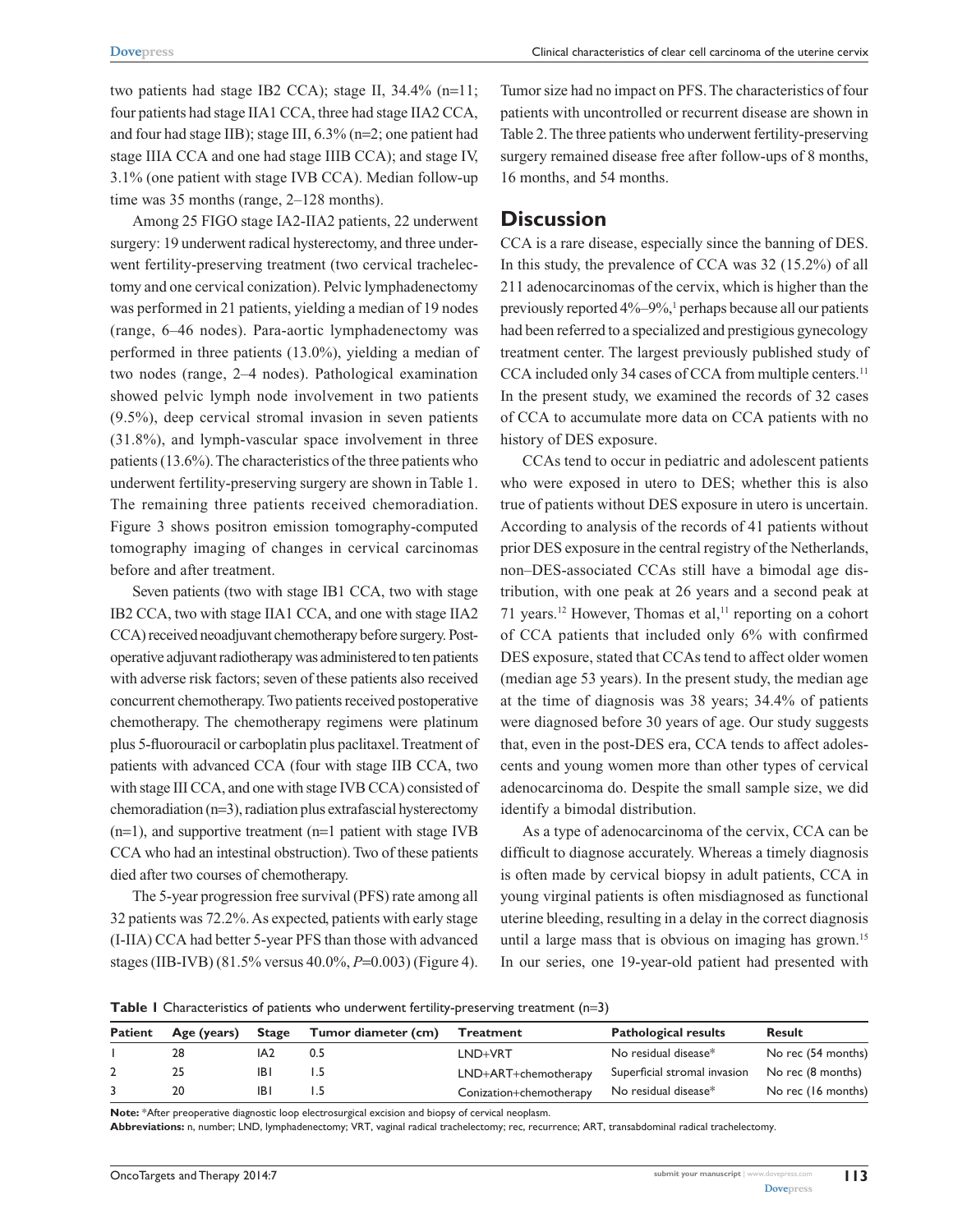two patients had stage IB2 CCA); stage II, 34.4% (n=11; four patients had stage IIA1 CCA, three had stage IIA2 CCA, and four had stage IIB); stage III, 6.3% (n=2; one patient had stage IIIA CCA and one had stage IIIB CCA); and stage IV, 3.1% (one patient with stage IVB CCA). Median follow-up time was 35 months (range, 2–128 months).

Among 25 FIGO stage IA2-IIA2 patients, 22 underwent surgery: 19 underwent radical hysterectomy, and three underwent fertility-preserving treatment (two cervical trachelectomy and one cervical conization). Pelvic lymphadenectomy was performed in 21 patients, yielding a median of 19 nodes (range, 6–46 nodes). Para-aortic lymphadenectomy was performed in three patients (13.0%), yielding a median of two nodes (range, 2–4 nodes). Pathological examination showed pelvic lymph node involvement in two patients (9.5%), deep cervical stromal invasion in seven patients (31.8%), and lymph-vascular space involvement in three patients (13.6%). The characteristics of the three patients who underwent fertility-preserving surgery are shown in Table 1. The remaining three patients received chemoradiation. Figure 3 shows positron emission tomography-computed tomography imaging of changes in cervical carcinomas before and after treatment.

Seven patients (two with stage IB1 CCA, two with stage IB2 CCA, two with stage IIA1 CCA, and one with stage IIA2 CCA) received neoadjuvant chemotherapy before surgery. Postoperative adjuvant radiotherapy was administered to ten patients with adverse risk factors; seven of these patients also received concurrent chemotherapy. Two patients received postoperative chemotherapy. The chemotherapy regimens were platinum plus 5-fluorouracil or carboplatin plus paclitaxel. Treatment of patients with advanced CCA (four with stage IIB CCA, two with stage III CCA, and one with stage IVB CCA) consisted of chemoradiation (n=3), radiation plus extrafascial hysterectomy (n=1), and supportive treatment (n=1 patient with stage IVB CCA who had an intestinal obstruction). Two of these patients died after two courses of chemotherapy.

The 5-year progression free survival (PFS) rate among all 32 patients was 72.2%. As expected, patients with early stage (I-IIA) CCA had better 5-year PFS than those with advanced stages (IIB-IVB) (81.5% versus 40.0%, $P=0.003$) (Figure 4). Tumor size had no impact on PFS. The characteristics of four patients with uncontrolled or recurrent disease are shown in Table 2. The three patients who underwent fertility-preserving surgery remained disease free after follow-ups of 8 months, 16 months, and 54 months.

## Discussion

CCA is a rare disease, especially since the banning of DES. In this study, the prevalence of CCA was 32 (15.2%) of all 211 adenocarcinomas of the cervix, which is higher than the previously reported 4%–9%,[1] perhaps because all our patients had been referred to a specialized and prestigious gynecology treatment center. The largest previously published study of CCA included only 34 cases of CCA from multiple centers.[11] In the present study, we examined the records of 32 cases of CCA to accumulate more data on CCA patients with no history of DES exposure.

CCAs tend to occur in pediatric and adolescent patients who were exposed in utero to DES; whether this is also true of patients without DES exposure in utero is uncertain. According to analysis of the records of 41 patients without prior DES exposure in the central registry of the Netherlands, non–DES-associated CCAs still have a bimodal age distribution, with one peak at 26 years and a second peak at 71 years.[12] However, Thomas et al,[11] reporting on a cohort of CCA patients that included only 6% with confirmed DES exposure, stated that CCAs tend to affect older women (median age 53 years). In the present study, the median age at the time of diagnosis was 38 years; 34.4% of patients were diagnosed before 30 years of age. Our study suggests that, even in the post-DES era, CCA tends to affect adolescents and young women more than other types of cervical adenocarcinoma do. Despite the small sample size, we did identify a bimodal distribution.

As a type of adenocarcinoma of the cervix, CCA can be difficult to diagnose accurately. Whereas a timely diagnosis is often made by cervical biopsy in adult patients, CCA in young virginal patients is often misdiagnosed as functional uterine bleeding, resulting in a delay in the correct diagnosis until a large mass that is obvious on imaging has grown.[15] In our series, one 19-year-old patient had presented with

**Table 1** Characteristics of patients who underwent fertility-preserving treatment (n=3)

| Patient | Age (years) | Stage | Tumor diameter (cm) | Treatment | Pathological results | Result |
|---|---|---|---|---|---|---|
| 1 | 28 | IA2 | 0.5 | LND+VRT | No residual disease* | No rec (54 months) |
| 2 | 25 | IB1 | 1.5 | LND+ART+chemotherapy | Superficial stromal invasion | No rec (8 months) |
| 3 | 20 | IB1 | 1.5 | Conization+chemotherapy | No residual disease* | No rec (16 months) |

**Note:** *After preoperative diagnostic loop electrosurgical excision and biopsy of cervical neoplasm.
**Abbreviations:** n, number; LND, lymphadenectomy; VRT, vaginal radical trachelectomy; rec, recurrence; ART, transabdominal radical trachelectomy.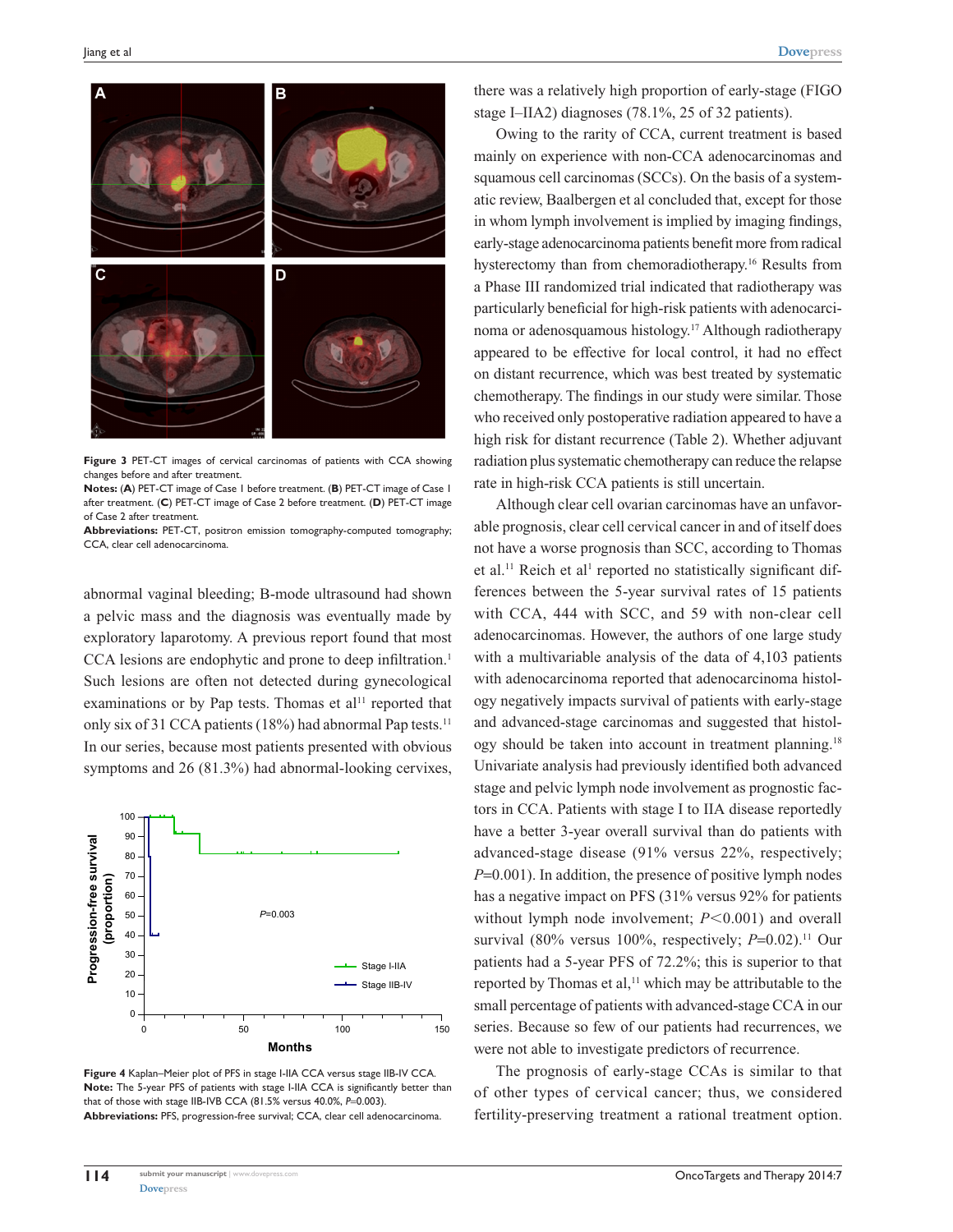Figure 3 PET-CT images of cervical carcinomas of patients with CCA showing changes before and after treatment.

**Notes:** (**A**) PET-CT image of Case 1 before treatment. (**B**) PET-CT image of Case 1 after treatment. (**C**) PET-CT image of Case 2 before treatment. (**D**) PET-CT image of Case 2 after treatment.

**Abbreviations:** PET-CT, positron emission tomography-computed tomography; CCA, clear cell adenocarcinoma.

abnormal vaginal bleeding; B-mode ultrasound had shown a pelvic mass and the diagnosis was eventually made by exploratory laparotomy. A previous report found that most CCA lesions are endophytic and prone to deep infiltration.[1] Such lesions are often not detected during gynecological examinations or by Pap tests. Thomas et al[11] reported that only six of 31 CCA patients (18%) had abnormal Pap tests.[11] In our series, because most patients presented with obvious symptoms and 26 (81.3%) had abnormal-looking cervixes, there was a relatively high proportion of early-stage (FIGO stage I–IIA2) diagnoses (78.1%, 25 of 32 patients).

Figure 4 Kaplan–Meier plot of PFS in stage I-IIA CCA versus stage IIB-IV CCA.

**Note:** The 5-year PFS of patients with stage I-IIA CCA is significantly better than that of those with stage IIB-IVB CCA (81.5% versus 40.0%, $P$=0.003).

**Abbreviations:** PFS, progression-free survival; CCA, clear cell adenocarcinoma.

Owing to the rarity of CCA, current treatment is based mainly on experience with non-CCA adenocarcinomas and squamous cell carcinomas (SCCs). On the basis of a systematic review, Baalbergen et al concluded that, except for those in whom lymph involvement is implied by imaging findings, early-stage adenocarcinoma patients benefit more from radical hysterectomy than from chemoradiotherapy.[16] Results from a Phase III randomized trial indicated that radiotherapy was particularly beneficial for high-risk patients with adenocarcinoma or adenosquamous histology.[17] Although radiotherapy appeared to be effective for local control, it had no effect on distant recurrence, which was best treated by systematic chemotherapy. The findings in our study were similar. Those who received only postoperative radiation appeared to have a high risk for distant recurrence (Table 2). Whether adjuvant radiation plus systematic chemotherapy can reduce the relapse rate in high-risk CCA patients is still uncertain.

Although clear cell ovarian carcinomas have an unfavorable prognosis, clear cell cervical cancer in and of itself does not have a worse prognosis than SCC, according to Thomas et al.[11] Reich et al[1] reported no statistically significant differences between the 5-year survival rates of 15 patients with CCA, 444 with SCC, and 59 with non-clear cell adenocarcinomas. However, the authors of one large study with a multivariable analysis of the data of 4,103 patients with adenocarcinoma reported that adenocarcinoma histology negatively impacts survival of patients with early-stage and advanced-stage carcinomas and suggested that histology should be taken into account in treatment planning.[18] Univariate analysis had previously identified both advanced stage and pelvic lymph node involvement as prognostic factors in CCA. Patients with stage I to IIA disease reportedly have a better 3-year overall survival than do patients with advanced-stage disease (91% versus 22%, respectively; $P$=0.001). In addition, the presence of positive lymph nodes has a negative impact on PFS (31% versus 92% for patients without lymph node involvement; $P<0.001$) and overall survival (80% versus 100%, respectively; $P$=0.02).[11] Our patients had a 5-year PFS of 72.2%; this is superior to that reported by Thomas et al,[11] which may be attributable to the small percentage of patients with advanced-stage CCA in our series. Because so few of our patients had recurrences, we were not able to investigate predictors of recurrence.

The prognosis of early-stage CCAs is similar to that of other types of cervical cancer; thus, we considered fertility-preserving treatment a rational treatment option.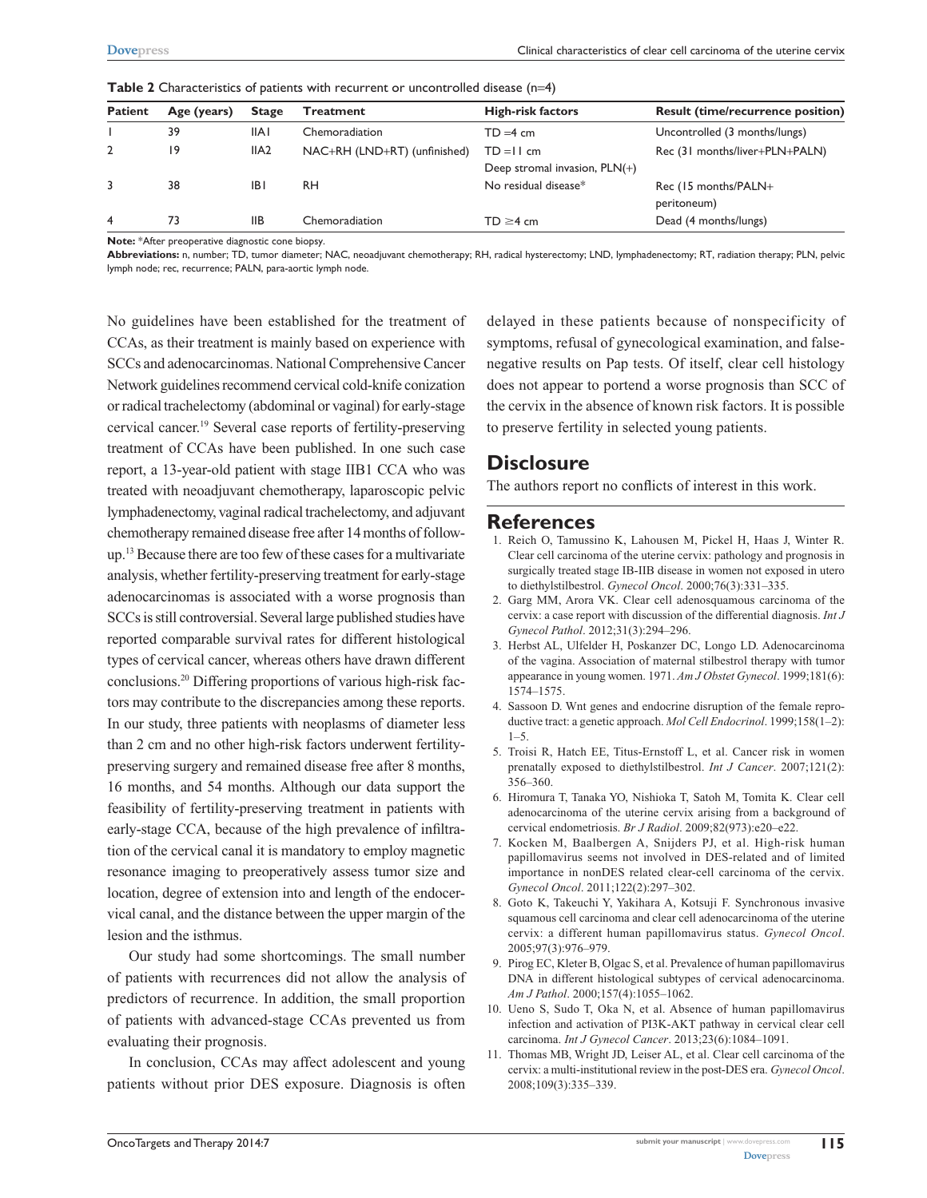**Table 2** Characteristics of patients with recurrent or uncontrolled disease (n=4)

| Patient | Age (years) | Stage | Treatment | High-risk factors | Result (time/recurrence position) |
|---|---|---|---|---|---|
| 1 | 39 | IIA1 | Chemoradiation | TD =4 cm | Uncontrolled (3 months/lungs) |
| 2 | 19 | IIA2 | NAC+RH (LND+RT) (unfinished) | TD =11 cm<br>Deep stromal invasion, PLN(+) | Rec (31 months/liver+PLN+PALN) |
| 3 | 38 | IB1 | RH | No residual disease* | Rec (15 months/PALN+ peritoneum) |
| 4 | 73 | IIB | Chemoradiation | TD ≥4 cm | Dead (4 months/lungs) |

**Note:** *After preoperative diagnostic cone biopsy.
**Abbreviations:** n, number; TD, tumor diameter; NAC, neoadjuvant chemotherapy; RH, radical hysterectomy; LND, lymphadenectomy; RT, radiation therapy; PLN, pelvic lymph node; rec, recurrence; PALN, para-aortic lymph node.

No guidelines have been established for the treatment of CCAs, as their treatment is mainly based on experience with SCCs and adenocarcinomas. National Comprehensive Cancer Network guidelines recommend cervical cold-knife conization or radical trachelectomy (abdominal or vaginal) for early-stage cervical cancer.[19] Several case reports of fertility-preserving treatment of CCAs have been published. In one such case report, a 13-year-old patient with stage IIB1 CCA who was treated with neoadjuvant chemotherapy, laparoscopic pelvic lymphadenectomy, vaginal radical trachelectomy, and adjuvant chemotherapy remained disease free after 14 months of follow-up.[13] Because there are too few of these cases for a multivariate analysis, whether fertility-preserving treatment for early-stage adenocarcinomas is associated with a worse prognosis than SCCs is still controversial. Several large published studies have reported comparable survival rates for different histological types of cervical cancer, whereas others have drawn different conclusions.[20] Differing proportions of various high-risk factors may contribute to the discrepancies among these reports. In our study, three patients with neoplasms of diameter less than 2 cm and no other high-risk factors underwent fertility-preserving surgery and remained disease free after 8 months, 16 months, and 54 months. Although our data support the feasibility of fertility-preserving treatment in patients with early-stage CCA, because of the high prevalence of infiltration of the cervical canal it is mandatory to employ magnetic resonance imaging to preoperatively assess tumor size and location, degree of extension into and length of the endocervical canal, and the distance between the upper margin of the lesion and the isthmus.

Our study had some shortcomings. The small number of patients with recurrences did not allow the analysis of predictors of recurrence. In addition, the small proportion of patients with advanced-stage CCAs prevented us from evaluating their prognosis.

In conclusion, CCAs may affect adolescent and young patients without prior DES exposure. Diagnosis is often delayed in these patients because of nonspecificity of symptoms, refusal of gynecological examination, and false-negative results on Pap tests. Of itself, clear cell histology does not appear to portend a worse prognosis than SCC of the cervix in the absence of known risk factors. It is possible to preserve fertility in selected young patients.

## Disclosure

The authors report no conflicts of interest in this work.

## References

1. Reich O, Tamussino K, Lahousen M, Pickel H, Haas J, Winter R. Clear cell carcinoma of the uterine cervix: pathology and prognosis in surgically treated stage IB-IIB disease in women not exposed in utero to diethylstilbestrol. *Gynecol Oncol*. 2000;76(3):331–335.
2. Garg MM, Arora VK. Clear cell adenosquamous carcinoma of the cervix: a case report with discussion of the differential diagnosis. *Int J Gynecol Pathol*. 2012;31(3):294–296.
3. Herbst AL, Ulfelder H, Poskanzer DC, Longo LD. Adenocarcinoma of the vagina. Association of maternal stilbestrol therapy with tumor appearance in young women. 1971. *Am J Obstet Gynecol*. 1999;181(6):1574–1575.
4. Sassoon D. Wnt genes and endocrine disruption of the female reproductive tract: a genetic approach. *Mol Cell Endocrinol*. 1999;158(1–2):1–5.
5. Troisi R, Hatch EE, Titus-Ernstoff L, et al. Cancer risk in women prenatally exposed to diethylstilbestrol. *Int J Cancer*. 2007;121(2):356–360.
6. Hiromura T, Tanaka YO, Nishioka T, Satoh M, Tomita K. Clear cell adenocarcinoma of the uterine cervix arising from a background of cervical endometriosis. *Br J Radiol*. 2009;82(973):e20–e22.
7. Kocken M, Baalbergen A, Snijders PJ, et al. High-risk human papillomavirus seems not involved in DES-related and of limited importance in nonDES related clear-cell carcinoma of the cervix. *Gynecol Oncol*. 2011;122(2):297–302.
8. Goto K, Takeuchi Y, Yakihara A, Kotsuji F. Synchronous invasive squamous cell carcinoma and clear cell adenocarcinoma of the uterine cervix: a different human papillomavirus status. *Gynecol Oncol*. 2005;97(3):976–979.
9. Pirog EC, Kleter B, Olgac S, et al. Prevalence of human papillomavirus DNA in different histological subtypes of cervical adenocarcinoma. *Am J Pathol*. 2000;157(4):1055–1062.
10. Ueno S, Sudo T, Oka N, et al. Absence of human papillomavirus infection and activation of PI3K-AKT pathway in cervical clear cell carcinoma. *Int J Gynecol Cancer*. 2013;23(6):1084–1091.
11. Thomas MB, Wright JD, Leiser AL, et al. Clear cell carcinoma of the cervix: a multi-institutional review in the post-DES era. *Gynecol Oncol*. 2008;109(3):335–339.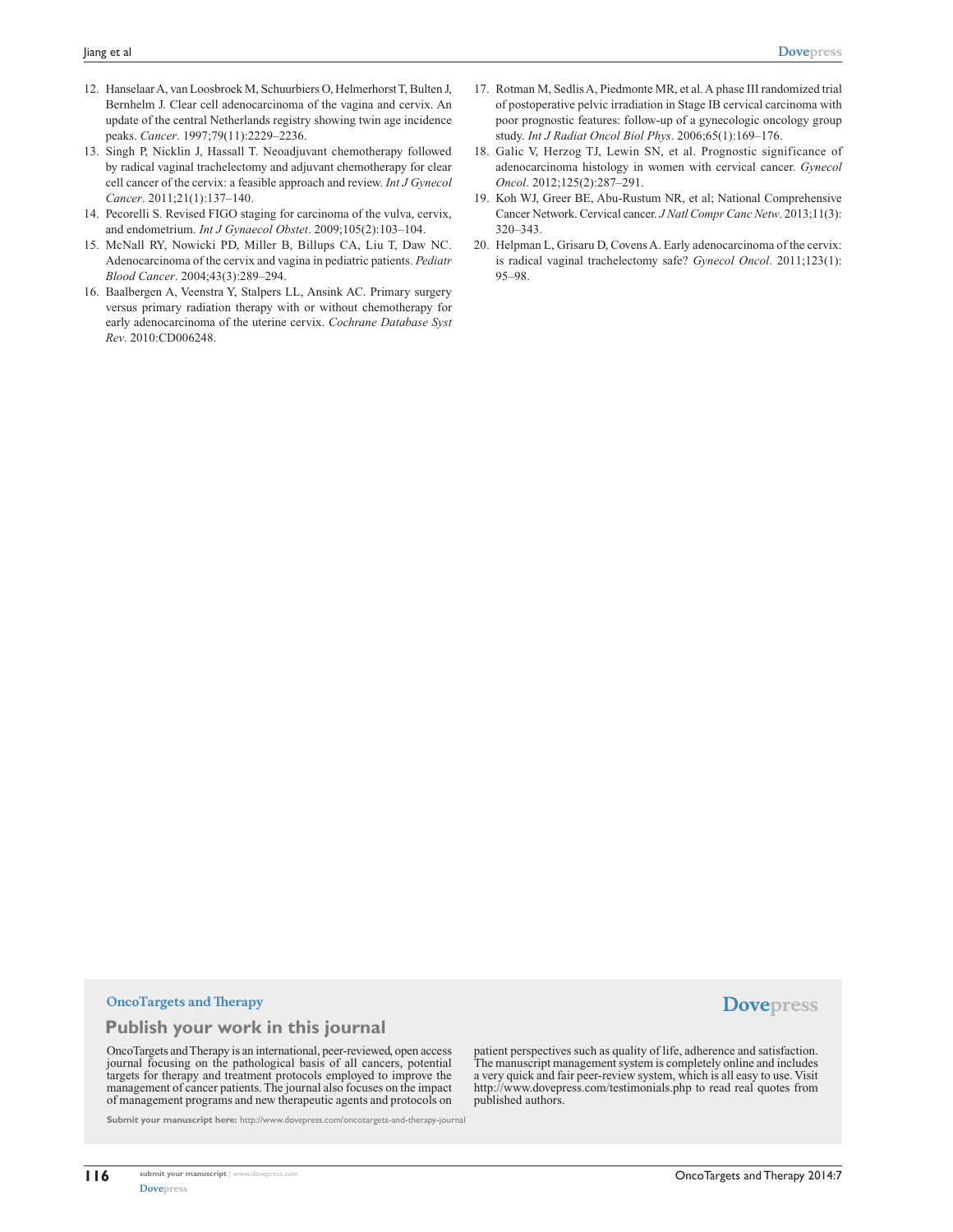12. Hanselaar A, van Loosbroek M, Schuurbiers O, Helmerhorst T, Bulten J, Bernhelm J. Clear cell adenocarcinoma of the vagina and cervix. An update of the central Netherlands registry showing twin age incidence peaks. *Cancer*. 1997;79(11):2229–2236.
13. Singh P, Nicklin J, Hassall T. Neoadjuvant chemotherapy followed by radical vaginal trachelectomy and adjuvant chemotherapy for clear cell cancer of the cervix: a feasible approach and review. *Int J Gynecol Cancer*. 2011;21(1):137–140.
14. Pecorelli S. Revised FIGO staging for carcinoma of the vulva, cervix, and endometrium. *Int J Gynaecol Obstet*. 2009;105(2):103–104.
15. McNall RY, Nowicki PD, Miller B, Billups CA, Liu T, Daw NC. Adenocarcinoma of the cervix and vagina in pediatric patients. *Pediatr Blood Cancer*. 2004;43(3):289–294.
16. Baalbergen A, Veenstra Y, Stalpers LL, Ansink AC. Primary surgery versus primary radiation therapy with or without chemotherapy for early adenocarcinoma of the uterine cervix. *Cochrane Database Syst Rev*. 2010:CD006248.
17. Rotman M, Sedlis A, Piedmonte MR, et al. A phase III randomized trial of postoperative pelvic irradiation in Stage IB cervical carcinoma with poor prognostic features: follow-up of a gynecologic oncology group study. *Int J Radiat Oncol Biol Phys*. 2006;65(1):169–176.
18. Galic V, Herzog TJ, Lewin SN, et al. Prognostic significance of adenocarcinoma histology in women with cervical cancer. *Gynecol Oncol*. 2012;125(2):287–291.
19. Koh WJ, Greer BE, Abu-Rustum NR, et al; National Comprehensive Cancer Network. Cervical cancer. *J Natl Compr Canc Netw*. 2013;11(3): 320–343.
20. Helpman L, Grisaru D, Covens A. Early adenocarcinoma of the cervix: is radical vaginal trachelectomy safe? *Gynecol Oncol*. 2011;123(1): 95–98.

**OncoTargets and Therapy**

**Publish your work in this journal**

OncoTargets and Therapy is an international, peer-reviewed, open access journal focusing on the pathological basis of all cancers, potential targets for therapy and treatment protocols employed to improve the management of cancer patients. The journal also focuses on the impact of management programs and new therapeutic agents and protocols on patient perspectives such as quality of life, adherence and satisfaction. The manuscript management system is completely online and includes a very quick and fair peer-review system, which is all easy to use. Visit http://www.dovepress.com/testimonials.php to read real quotes from published authors.

**Submit your manuscript here:** http://www.dovepress.com/oncotargets-and-therapy-journal